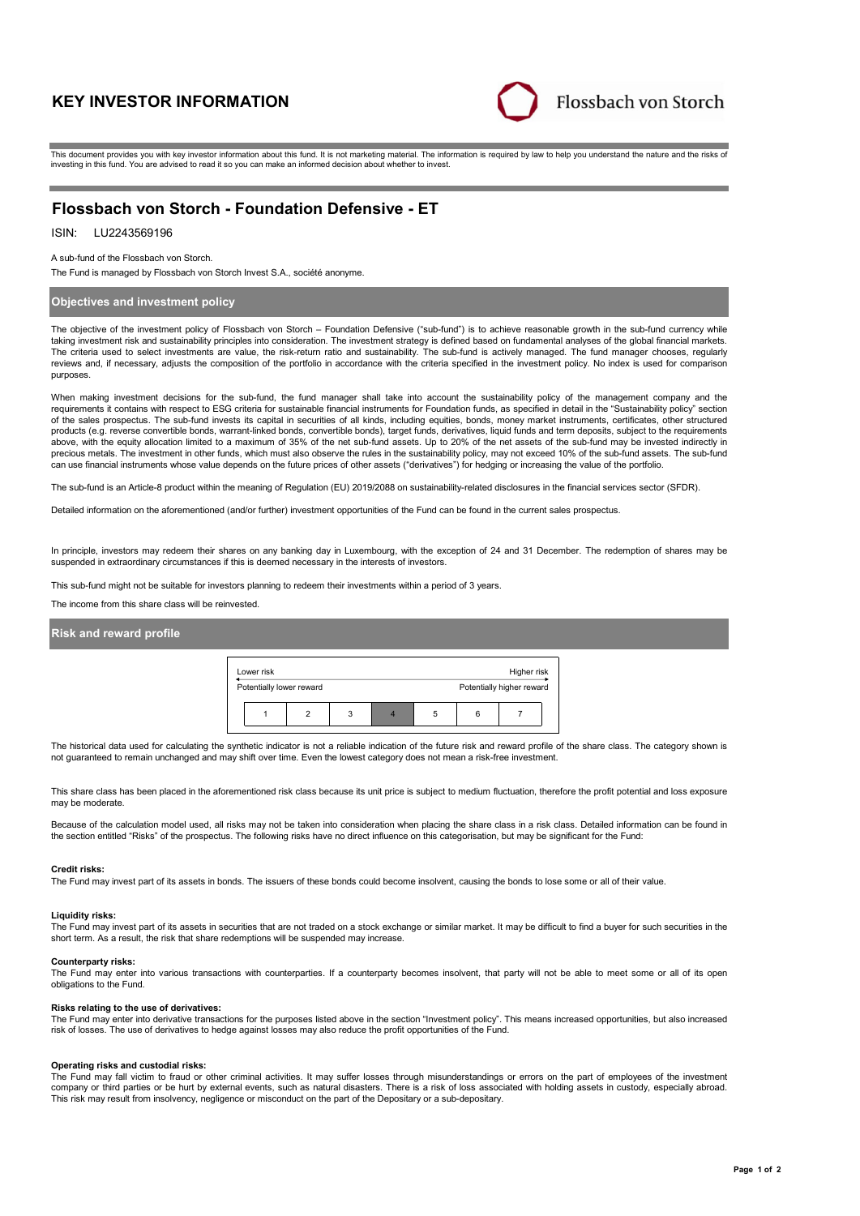# KEY INVESTOR INFORMATION

Flossbach von Storch

This document provides you with key investor information about this fund. It is not marketing material. The information is required by law to help you understand the nature and the risks of investing in this fund. You are advised to read it so you can make an informed decision about whether to invest.

## Flossbach von Storch - Foundation Defensive - ET

ISIN: LU2243569196

A sub-fund of the Flossbach von Storch.

The Fund is managed by Flossbach von Storch Invest S.A., société anonyme.

### Objectives and investment policy

The objective of the investment policy of Flossbach von Storch – Foundation Defensive ("sub-fund") is to achieve reasonable growth in the sub-fund currency while taking investment risk and sustainability principles into consideration. The investment strategy is defined based on fundamental analyses of the global financial markets. The criteria used to select investments are value, the risk-return ratio and sustainability. The sub-fund is actively managed. The fund manager chooses, regularly reviews and, if necessary, adjusts the composition of the portfolio in accordance with the criteria specified in the investment policy. No index is used for comparison purposes.

When making investment decisions for the sub-fund, the fund manager shall take into account the sustainability policy of the management company and the requirements it contains with respect to ESG criteria for sustainable financial instruments for Foundation funds, as specified in detail in the "Sustainability policy" section of the sales prospectus. The sub-fund invests its capital in securities of all kinds, including equities, bonds, money market instruments, certificates, other structured products (e.g. reverse convertible bonds, warrant-linked bonds, convertible bonds), target funds, derivatives, liquid funds and term deposits, subject to the requirements above, with the equity allocation limited to a maximum of 35% of the net sub-fund assets. Up to 20% of the net assets of the sub-fund may be invested indirectly in precious metals. The investment in other funds, which must also observe the rules in the sustainability policy, may not exceed 10% of the sub-fund assets. The sub-fund can use financial instruments whose value depends on the future prices of other assets ("derivatives") for hedging or increasing the value of the portfolio.

The sub-fund is an Article-8 product within the meaning of Regulation (EU) 2019/2088 on sustainability-related disclosures in the financial services sector (SFDR).

Detailed information on the aforementioned (and/or further) investment opportunities of the Fund can be found in the current sales prospectus.

In principle, investors may redeem their shares on any banking day in Luxembourg, with the exception of 24 and 31 December. The redemption of shares may be suspended in extraordinary circumstances if this is deemed necessary in the interests of investors.

This sub-fund might not be suitable for investors planning to redeem their investments within a period of 3 years.

The income from this share class will be reinvested.

### Risk and reward profile

| Lower risk | | | | | | Higher risk |
|---|---|---|---|---|---|---|
| Potentially lower reward | | | | | | Potentially higher reward |
| 1 | 2 | 3 | **4** | 5 | 6 | 7 |

The historical data used for calculating the synthetic indicator is not a reliable indication of the future risk and reward profile of the share class. The category shown is not guaranteed to remain unchanged and may shift over time. Even the lowest category does not mean a risk-free investment.

This share class has been placed in the aforementioned risk class because its unit price is subject to medium fluctuation, therefore the profit potential and loss exposure may be moderate.

Because of the calculation model used, all risks may not be taken into consideration when placing the share class in a risk class. Detailed information can be found in the section entitled "Risks" of the prospectus. The following risks have no direct influence on this categorisation, but may be significant for the Fund:

**Credit risks:**
The Fund may invest part of its assets in bonds. The issuers of these bonds could become insolvent, causing the bonds to lose some or all of their value.

**Liquidity risks:**
The Fund may invest part of its assets in securities that are not traded on a stock exchange or similar market. It may be difficult to find a buyer for such securities in the short term. As a result, the risk that share redemptions will be suspended may increase.

**Counterparty risks:**
The Fund may enter into various transactions with counterparties. If a counterparty becomes insolvent, that party will not be able to meet some or all of its open obligations to the Fund.

**Risks relating to the use of derivatives:**
The Fund may enter into derivative transactions for the purposes listed above in the section "Investment policy". This means increased opportunities, but also increased risk of losses. The use of derivatives to hedge against losses may also reduce the profit opportunities of the Fund.

**Operating risks and custodial risks:**
The Fund may fall victim to fraud or other criminal activities. It may suffer losses through misunderstandings or errors on the part of employees of the investment company or third parties or be hurt by external events, such as natural disasters. There is a risk of loss associated with holding assets in custody, especially abroad. This risk may result from insolvency, negligence or misconduct on the part of the Depositary or a sub-depositary.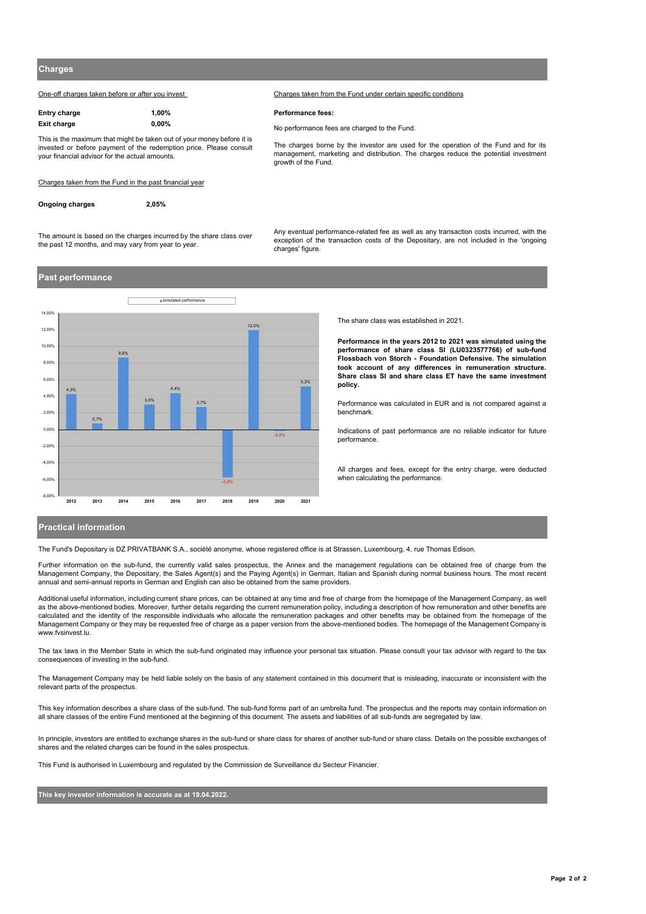## Charges

One-off charges taken before or after you invest

| | |
|---|---|
| **Entry charge** | **1,00%** |
| **Exit charge** | **0,00%** |

This is the maximum that might be taken out of your money before it is invested or before payment of the redemption price. Please consult your financial advisor for the actual amounts.

Charges taken from the Fund in the past financial year

| | |
|---|---|
| **Ongoing charges** | **2,05%** |

The amount is based on the charges incurred by the share class over the past 12 months, and may vary from year to year.

Charges taken from the Fund under certain specific conditions

**Performance fees:**

No performance fees are charged to the Fund.

The charges borne by the investor are used for the operation of the Fund and for its management, marketing and distribution. The charges reduce the potential investment growth of the Fund.

Any eventual performance-related fee as well as any transaction costs incurred, with the exception of the transaction costs of the Depositary, are not included in the 'ongoing charges' figure.

## Past performance

simulated performance

14,00%
12,00%
10,00%
8,00%
6,00%
4,00%
2,00%
0,00%
-2,00%
-4,00%
-6,00%
-8,00%

2012: 4,3%
2013: 0,7%
2014: 8,6%
2015: 3,0%
2016: 4,4%
2017: 2,7%
2018: -5,8%
2019: 12,0%
2020: -0,2%
2021: 5,2%

The share class was established in 2021.

**Performance in the years 2012 to 2021 was simulated using the performance of share class SI (LU0323577766) of sub-fund Flossbach von Storch - Foundation Defensive. The simulation took account of any differences in remuneration structure. Share class SI and share class ET have the same investment policy.**

Performance was calculated in EUR and is not compared against a benchmark.

Indications of past performance are no reliable indicator for future performance.

All charges and fees, except for the entry charge, were deducted when calculating the performance.

## Practical information

The Fund's Depositary is DZ PRIVATBANK S.A., société anonyme, whose registered office is at Strassen, Luxembourg, 4, rue Thomas Edison.

Further information on the sub-fund, the currently valid sales prospectus, the Annex and the management regulations can be obtained free of charge from the Management Company, the Depositary, the Sales Agent(s) and the Paying Agent(s) in German, Italian and Spanish during normal business hours. The most recent annual and semi-annual reports in German and English can also be obtained from the same providers.

Additional useful information, including current share prices, can be obtained at any time and free of charge from the homepage of the Management Company, as well as the above-mentioned bodies. Moreover, further details regarding the current remuneration policy, including a description of how remuneration and other benefits are calculated and the identity of the responsible individuals who allocate the remuneration packages and other benefits may be obtained from the homepage of the Management Company or they may be requested free of charge as a paper version from the above-mentioned bodies. The homepage of the Management Company is www.fvsinvest.lu.

The tax laws in the Member State in which the sub-fund originated may influence your personal tax situation. Please consult your tax advisor with regard to the tax consequences of investing in the sub-fund.

The Management Company may be held liable solely on the basis of any statement contained in this document that is misleading, inaccurate or inconsistent with the relevant parts of the prospectus.

This key information describes a share class of the sub-fund. The sub-fund forms part of an umbrella fund. The prospectus and the reports may contain information on all share classes of the entire Fund mentioned at the beginning of this document. The assets and liabilities of all sub-funds are segregated by law.

In principle, investors are entitled to exchange shares in the sub-fund or share class for shares of another sub-fund or share class. Details on the possible exchanges of shares and the related charges can be found in the sales prospectus.

This Fund is authorised in Luxembourg and regulated by the Commission de Surveillance du Secteur Financier.

**This key investor information is accurate as at 19.04.2022.**